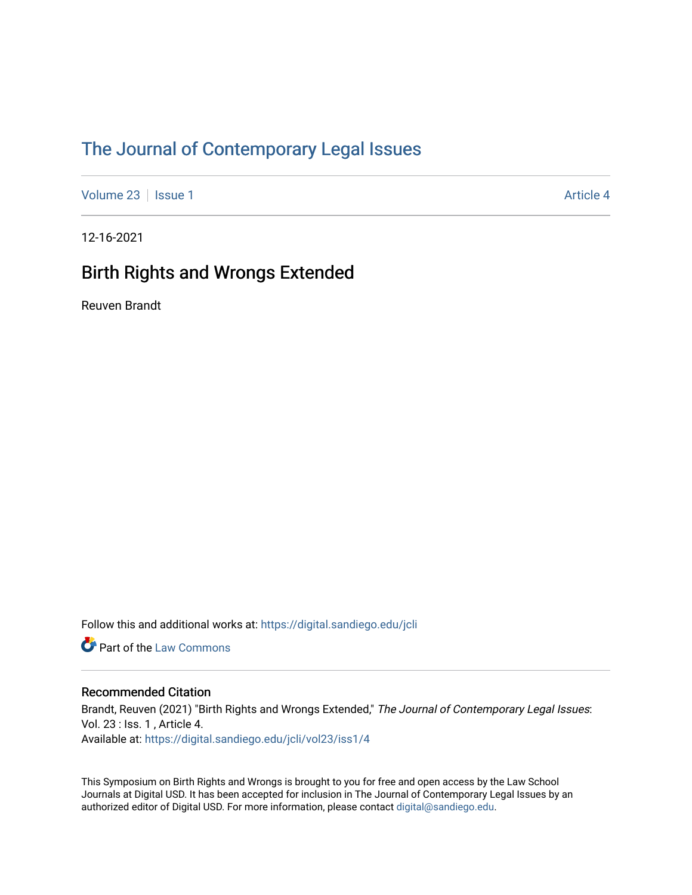# The Journal of Contemporary Legal Issues

Volume 23 | Issue 1 | Article 4

12-16-2021

## Birth Rights and Wrongs Extended

Reuven Brandt

Follow this and additional works at: https://digital.sandiego.edu/jcli

Part of the Law Commons

### Recommended Citation

Brandt, Reuven (2021) "Birth Rights and Wrongs Extended," *The Journal of Contemporary Legal Issues*: Vol. 23 : Iss. 1 , Article 4.
Available at: https://digital.sandiego.edu/jcli/vol23/iss1/4

This Symposium on Birth Rights and Wrongs is brought to you for free and open access by the Law School Journals at Digital USD. It has been accepted for inclusion in The Journal of Contemporary Legal Issues by an authorized editor of Digital USD. For more information, please contact digital@sandiego.edu.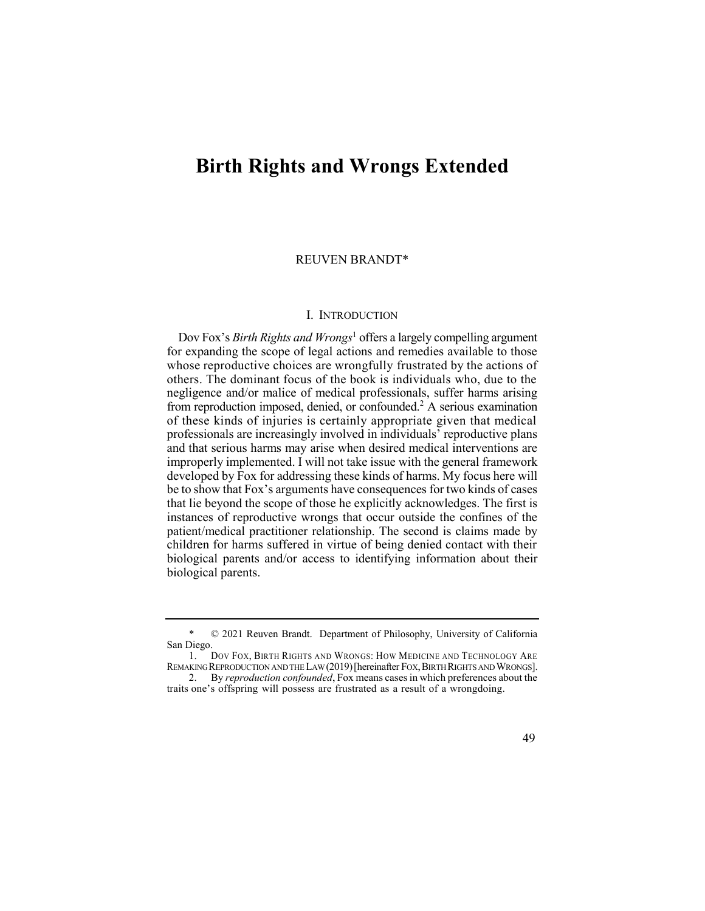# Birth Rights and Wrongs Extended

REUVEN BRANDT*

## I. INTRODUCTION

Dov Fox's *Birth Rights and Wrongs*[1] offers a largely compelling argument for expanding the scope of legal actions and remedies available to those whose reproductive choices are wrongfully frustrated by the actions of others. The dominant focus of the book is individuals who, due to the negligence and/or malice of medical professionals, suffer harms arising from reproduction imposed, denied, or confounded.[2] A serious examination of these kinds of injuries is certainly appropriate given that medical professionals are increasingly involved in individuals' reproductive plans and that serious harms may arise when desired medical interventions are improperly implemented. I will not take issue with the general framework developed by Fox for addressing these kinds of harms. My focus here will be to show that Fox's arguments have consequences for two kinds of cases that lie beyond the scope of those he explicitly acknowledges. The first is instances of reproductive wrongs that occur outside the confines of the patient/medical practitioner relationship. The second is claims made by children for harms suffered in virtue of being denied contact with their biological parents and/or access to identifying information about their biological parents.

---

\* © 2021 Reuven Brandt. Department of Philosophy, University of California San Diego.

1. DOV FOX, BIRTH RIGHTS AND WRONGS: HOW MEDICINE AND TECHNOLOGY ARE REMAKING REPRODUCTION AND THE LAW (2019) [hereinafter FOX, BIRTH RIGHTS AND WRONGS].

2. By *reproduction confounded*, Fox means cases in which preferences about the traits one's offspring will possess are frustrated as a result of a wrongdoing.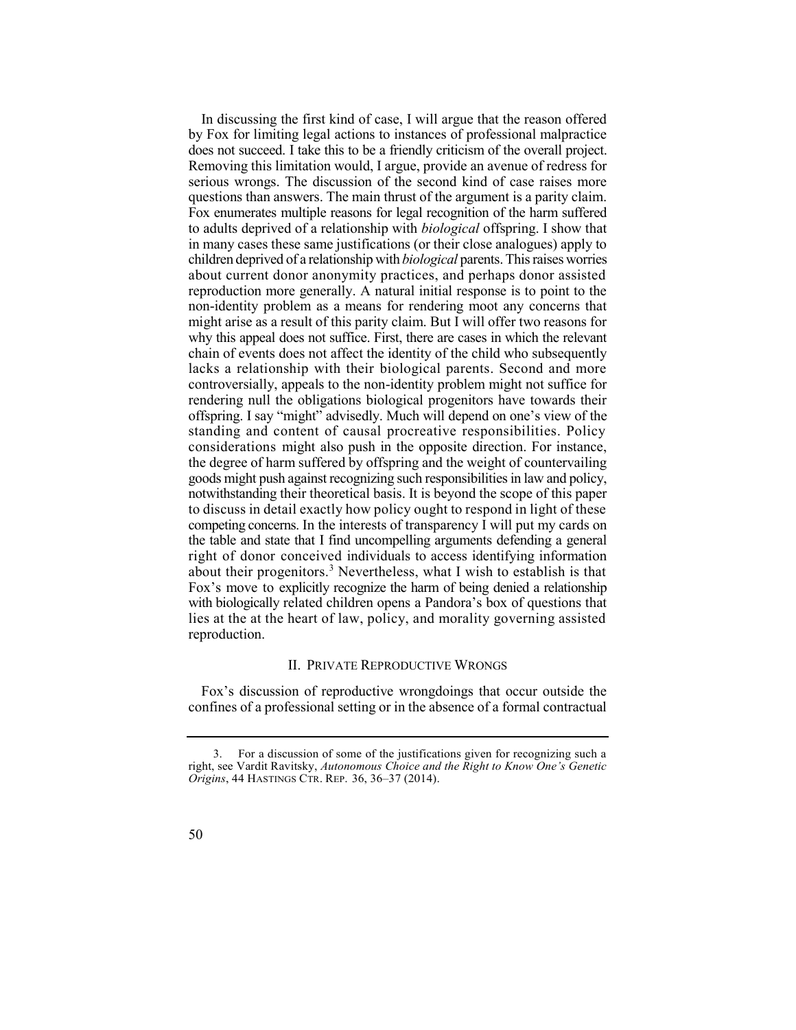In discussing the first kind of case, I will argue that the reason offered by Fox for limiting legal actions to instances of professional malpractice does not succeed. I take this to be a friendly criticism of the overall project. Removing this limitation would, I argue, provide an avenue of redress for serious wrongs. The discussion of the second kind of case raises more questions than answers. The main thrust of the argument is a parity claim. Fox enumerates multiple reasons for legal recognition of the harm suffered to adults deprived of a relationship with *biological* offspring. I show that in many cases these same justifications (or their close analogues) apply to children deprived of a relationship with *biological* parents. This raises worries about current donor anonymity practices, and perhaps donor assisted reproduction more generally. A natural initial response is to point to the non-identity problem as a means for rendering moot any concerns that might arise as a result of this parity claim. But I will offer two reasons for why this appeal does not suffice. First, there are cases in which the relevant chain of events does not affect the identity of the child who subsequently lacks a relationship with their biological parents. Second and more controversially, appeals to the non-identity problem might not suffice for rendering null the obligations biological progenitors have towards their offspring. I say "might" advisedly. Much will depend on one's view of the standing and content of causal procreative responsibilities. Policy considerations might also push in the opposite direction. For instance, the degree of harm suffered by offspring and the weight of countervailing goods might push against recognizing such responsibilities in law and policy, notwithstanding their theoretical basis. It is beyond the scope of this paper to discuss in detail exactly how policy ought to respond in light of these competing concerns. In the interests of transparency I will put my cards on the table and state that I find uncompelling arguments defending a general right of donor conceived individuals to access identifying information about their progenitors.[3] Nevertheless, what I wish to establish is that Fox's move to explicitly recognize the harm of being denied a relationship with biologically related children opens a Pandora's box of questions that lies at the at the heart of law, policy, and morality governing assisted reproduction.

## II. PRIVATE REPRODUCTIVE WRONGS

Fox's discussion of reproductive wrongdoings that occur outside the confines of a professional setting or in the absence of a formal contractual

---

3. For a discussion of some of the justifications given for recognizing such a right, see Vardit Ravitsky, *Autonomous Choice and the Right to Know One's Genetic Origins*, 44 HASTINGS CTR. REP. 36, 36–37 (2014).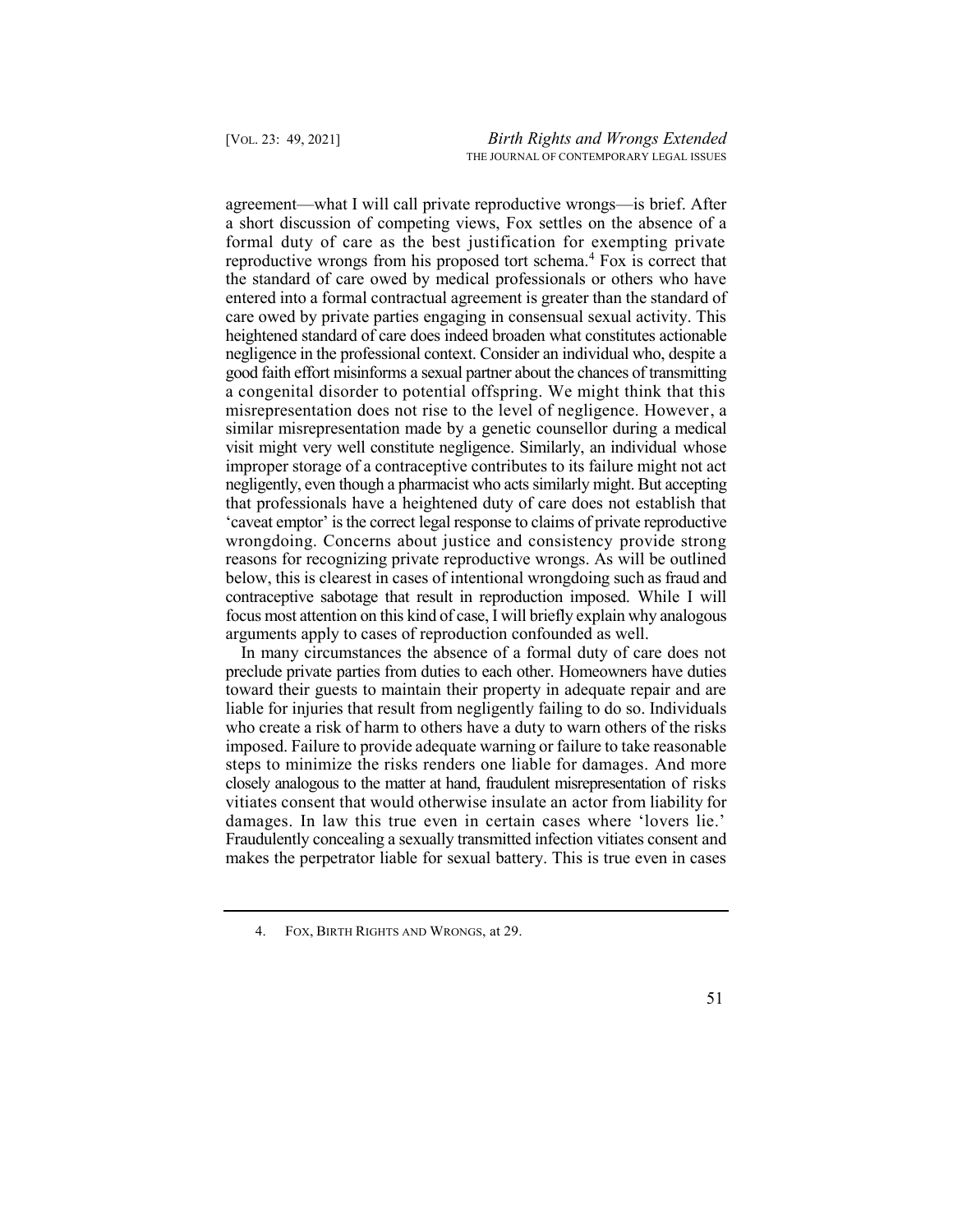agreement—what I will call private reproductive wrongs—is brief. After a short discussion of competing views, Fox settles on the absence of a formal duty of care as the best justification for exempting private reproductive wrongs from his proposed tort schema.[4] Fox is correct that the standard of care owed by medical professionals or others who have entered into a formal contractual agreement is greater than the standard of care owed by private parties engaging in consensual sexual activity. This heightened standard of care does indeed broaden what constitutes actionable negligence in the professional context. Consider an individual who, despite a good faith effort misinforms a sexual partner about the chances of transmitting a congenital disorder to potential offspring. We might think that this misrepresentation does not rise to the level of negligence. However, a similar misrepresentation made by a genetic counsellor during a medical visit might very well constitute negligence. Similarly, an individual whose improper storage of a contraceptive contributes to its failure might not act negligently, even though a pharmacist who acts similarly might. But accepting that professionals have a heightened duty of care does not establish that 'caveat emptor' is the correct legal response to claims of private reproductive wrongdoing. Concerns about justice and consistency provide strong reasons for recognizing private reproductive wrongs. As will be outlined below, this is clearest in cases of intentional wrongdoing such as fraud and contraceptive sabotage that result in reproduction imposed. While I will focus most attention on this kind of case, I will briefly explain why analogous arguments apply to cases of reproduction confounded as well.

In many circumstances the absence of a formal duty of care does not preclude private parties from duties to each other. Homeowners have duties toward their guests to maintain their property in adequate repair and are liable for injuries that result from negligently failing to do so. Individuals who create a risk of harm to others have a duty to warn others of the risks imposed. Failure to provide adequate warning or failure to take reasonable steps to minimize the risks renders one liable for damages. And more closely analogous to the matter at hand, fraudulent misrepresentation of risks vitiates consent that would otherwise insulate an actor from liability for damages. In law this true even in certain cases where 'lovers lie.' Fraudulently concealing a sexually transmitted infection vitiates consent and makes the perpetrator liable for sexual battery. This is true even in cases

4. FOX, BIRTH RIGHTS AND WRONGS, at 29.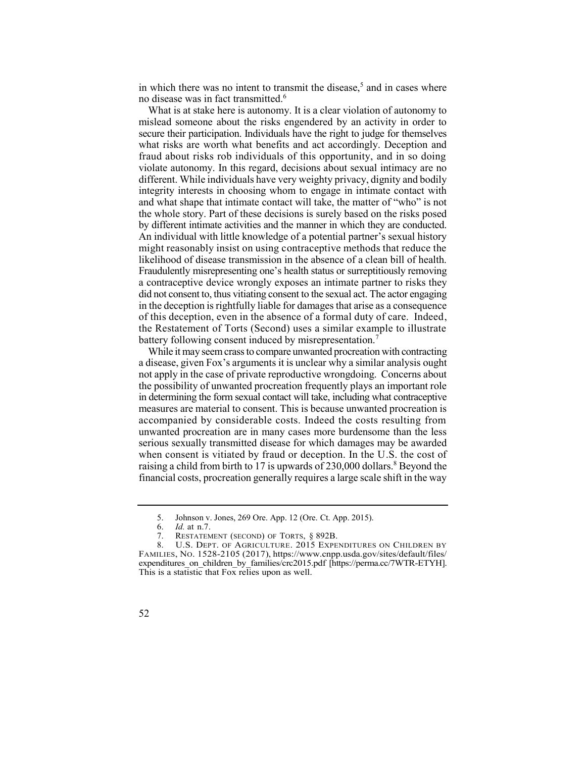in which there was no intent to transmit the disease,[5] and in cases where no disease was in fact transmitted.[6]

What is at stake here is autonomy. It is a clear violation of autonomy to mislead someone about the risks engendered by an activity in order to secure their participation. Individuals have the right to judge for themselves what risks are worth what benefits and act accordingly. Deception and fraud about risks rob individuals of this opportunity, and in so doing violate autonomy. In this regard, decisions about sexual intimacy are no different. While individuals have very weighty privacy, dignity and bodily integrity interests in choosing whom to engage in intimate contact with and what shape that intimate contact will take, the matter of "who" is not the whole story. Part of these decisions is surely based on the risks posed by different intimate activities and the manner in which they are conducted. An individual with little knowledge of a potential partner's sexual history might reasonably insist on using contraceptive methods that reduce the likelihood of disease transmission in the absence of a clean bill of health. Fraudulently misrepresenting one's health status or surreptitiously removing a contraceptive device wrongly exposes an intimate partner to risks they did not consent to, thus vitiating consent to the sexual act. The actor engaging in the deception is rightfully liable for damages that arise as a consequence of this deception, even in the absence of a formal duty of care. Indeed, the Restatement of Torts (Second) uses a similar example to illustrate battery following consent induced by misrepresentation.[7]

While it may seem crass to compare unwanted procreation with contracting a disease, given Fox's arguments it is unclear why a similar analysis ought not apply in the case of private reproductive wrongdoing. Concerns about the possibility of unwanted procreation frequently plays an important role in determining the form sexual contact will take, including what contraceptive measures are material to consent. This is because unwanted procreation is accompanied by considerable costs. Indeed the costs resulting from unwanted procreation are in many cases more burdensome than the less serious sexually transmitted disease for which damages may be awarded when consent is vitiated by fraud or deception. In the U.S. the cost of raising a child from birth to 17 is upwards of 230,000 dollars.[8] Beyond the financial costs, procreation generally requires a large scale shift in the way

---

5. Johnson v. Jones, 269 Ore. App. 12 (Ore. Ct. App. 2015).
6. *Id.* at n.7.
7. RESTATEMENT (SECOND) OF TORTS, § 892B.
8. U.S. DEPT. OF AGRICULTURE. 2015 EXPENDITURES ON CHILDREN BY FAMILIES, NO. 1528-2105 (2017), https://www.cnpp.usda.gov/sites/default/files/expenditures_on_children_by_families/crc2015.pdf [https://perma.cc/7WTR-ETYH]. This is a statistic that Fox relies upon as well.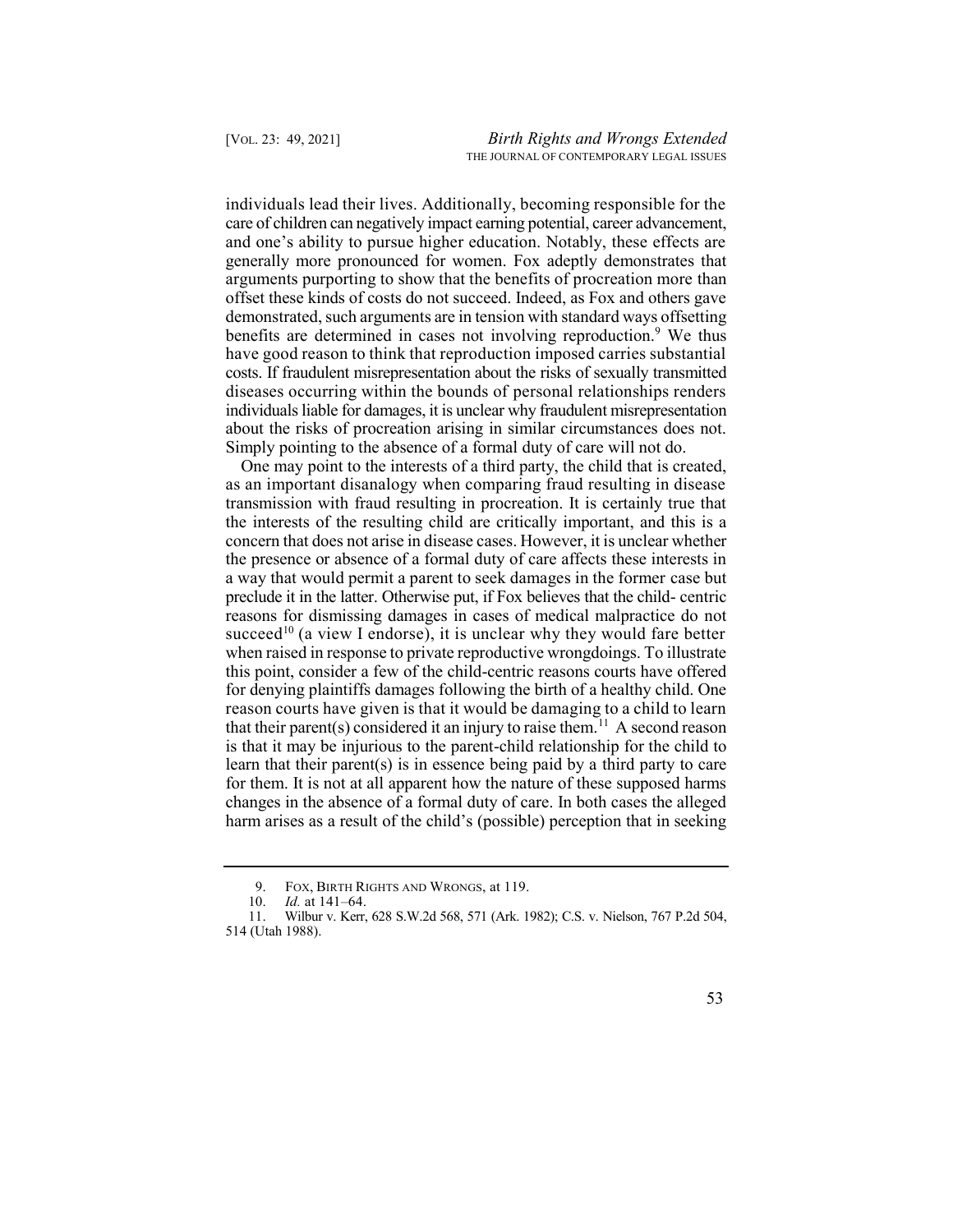individuals lead their lives. Additionally, becoming responsible for the care of children can negatively impact earning potential, career advancement, and one's ability to pursue higher education. Notably, these effects are generally more pronounced for women. Fox adeptly demonstrates that arguments purporting to show that the benefits of procreation more than offset these kinds of costs do not succeed. Indeed, as Fox and others gave demonstrated, such arguments are in tension with standard ways offsetting benefits are determined in cases not involving reproduction.[9] We thus have good reason to think that reproduction imposed carries substantial costs. If fraudulent misrepresentation about the risks of sexually transmitted diseases occurring within the bounds of personal relationships renders individuals liable for damages, it is unclear why fraudulent misrepresentation about the risks of procreation arising in similar circumstances does not. Simply pointing to the absence of a formal duty of care will not do.

One may point to the interests of a third party, the child that is created, as an important disanalogy when comparing fraud resulting in disease transmission with fraud resulting in procreation. It is certainly true that the interests of the resulting child are critically important, and this is a concern that does not arise in disease cases. However, it is unclear whether the presence or absence of a formal duty of care affects these interests in a way that would permit a parent to seek damages in the former case but preclude it in the latter. Otherwise put, if Fox believes that the child- centric reasons for dismissing damages in cases of medical malpractice do not succeed[10] (a view I endorse), it is unclear why they would fare better when raised in response to private reproductive wrongdoings. To illustrate this point, consider a few of the child-centric reasons courts have offered for denying plaintiffs damages following the birth of a healthy child. One reason courts have given is that it would be damaging to a child to learn that their parent(s) considered it an injury to raise them.[11] A second reason is that it may be injurious to the parent-child relationship for the child to learn that their parent(s) is in essence being paid by a third party to care for them. It is not at all apparent how the nature of these supposed harms changes in the absence of a formal duty of care. In both cases the alleged harm arises as a result of the child's (possible) perception that in seeking

---

9. FOX, BIRTH RIGHTS AND WRONGS, at 119.

10. *Id.* at 141–64.

11. Wilbur v. Kerr, 628 S.W.2d 568, 571 (Ark. 1982); C.S. v. Nielson, 767 P.2d 504, 514 (Utah 1988).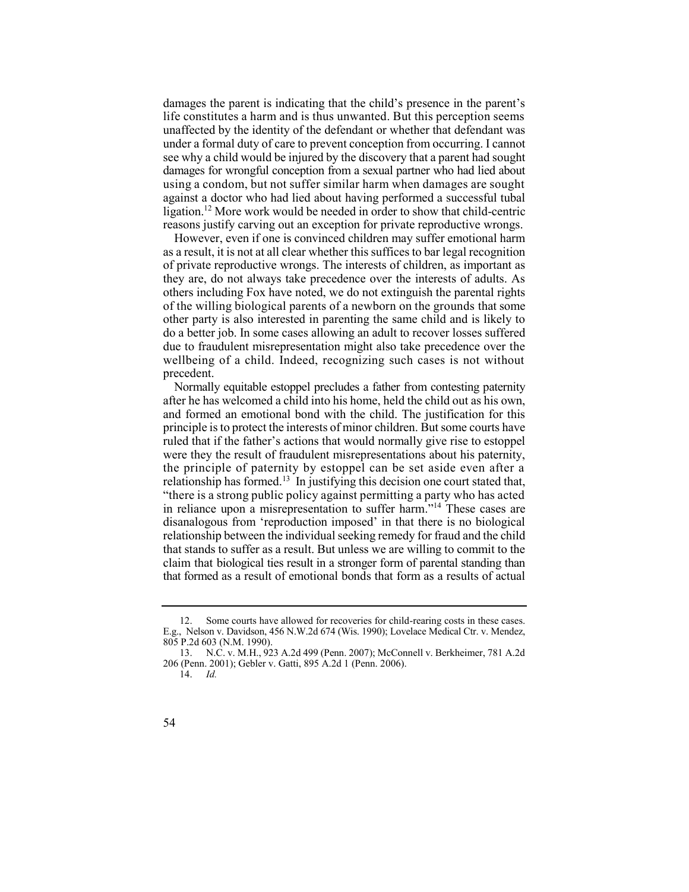damages the parent is indicating that the child's presence in the parent's life constitutes a harm and is thus unwanted. But this perception seems unaffected by the identity of the defendant or whether that defendant was under a formal duty of care to prevent conception from occurring. I cannot see why a child would be injured by the discovery that a parent had sought damages for wrongful conception from a sexual partner who had lied about using a condom, but not suffer similar harm when damages are sought against a doctor who had lied about having performed a successful tubal ligation.[12] More work would be needed in order to show that child-centric reasons justify carving out an exception for private reproductive wrongs.

However, even if one is convinced children may suffer emotional harm as a result, it is not at all clear whether this suffices to bar legal recognition of private reproductive wrongs. The interests of children, as important as they are, do not always take precedence over the interests of adults. As others including Fox have noted, we do not extinguish the parental rights of the willing biological parents of a newborn on the grounds that some other party is also interested in parenting the same child and is likely to do a better job. In some cases allowing an adult to recover losses suffered due to fraudulent misrepresentation might also take precedence over the wellbeing of a child. Indeed, recognizing such cases is not without precedent.

Normally equitable estoppel precludes a father from contesting paternity after he has welcomed a child into his home, held the child out as his own, and formed an emotional bond with the child. The justification for this principle is to protect the interests of minor children. But some courts have ruled that if the father's actions that would normally give rise to estoppel were they the result of fraudulent misrepresentations about his paternity, the principle of paternity by estoppel can be set aside even after a relationship has formed.[13] In justifying this decision one court stated that, "there is a strong public policy against permitting a party who has acted in reliance upon a misrepresentation to suffer harm."[14] These cases are disanalogous from 'reproduction imposed' in that there is no biological relationship between the individual seeking remedy for fraud and the child that stands to suffer as a result. But unless we are willing to commit to the claim that biological ties result in a stronger form of parental standing than that formed as a result of emotional bonds that form as a results of actual

---

12. Some courts have allowed for recoveries for child-rearing costs in these cases. E.g., Nelson v. Davidson, 456 N.W.2d 674 (Wis. 1990); Lovelace Medical Ctr. v. Mendez, 805 P.2d 603 (N.M. 1990).

13. N.C. v. M.H., 923 A.2d 499 (Penn. 2007); McConnell v. Berkheimer, 781 A.2d 206 (Penn. 2001); Gebler v. Gatti, 895 A.2d 1 (Penn. 2006).

14. *Id.*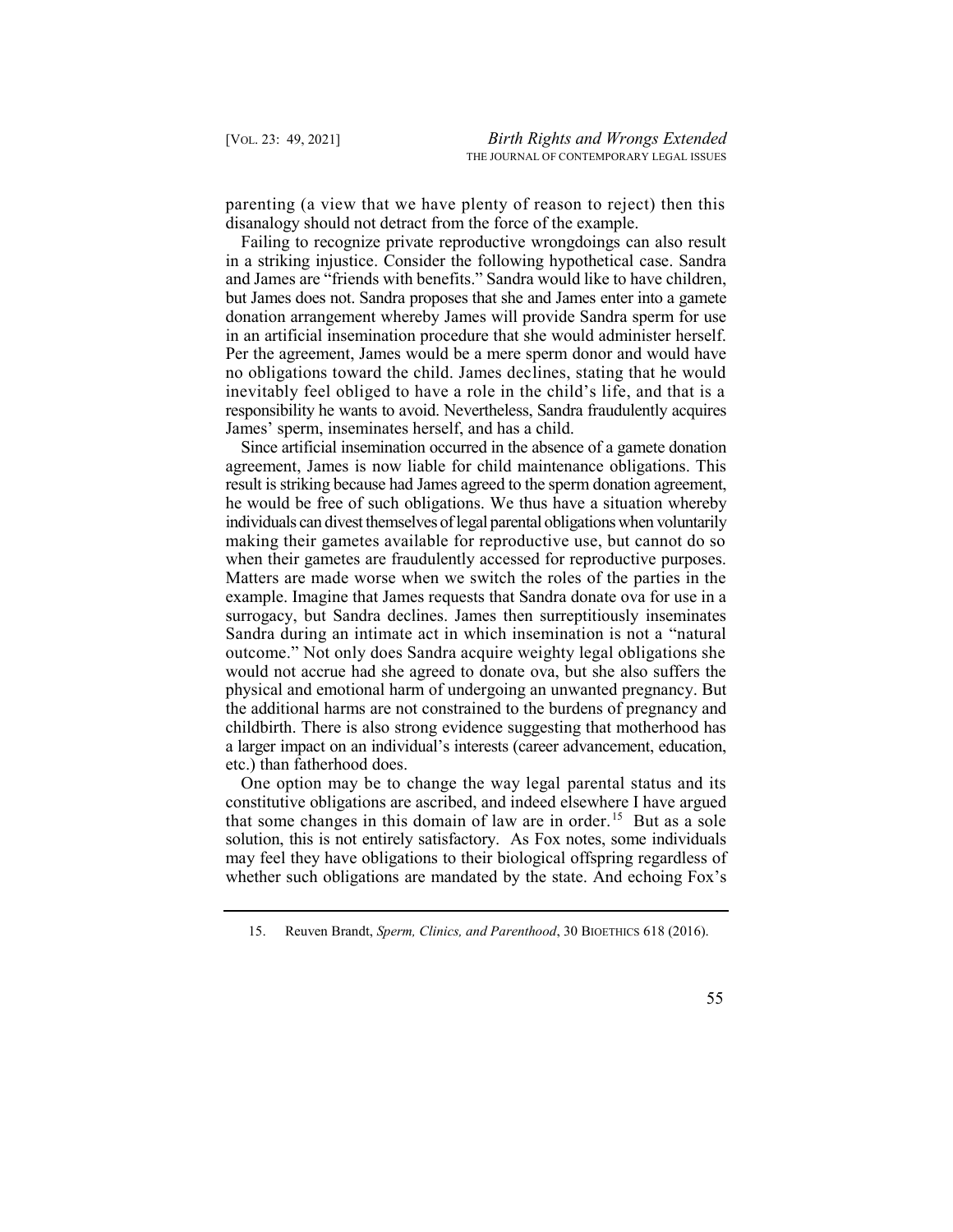parenting (a view that we have plenty of reason to reject) then this disanalogy should not detract from the force of the example.

Failing to recognize private reproductive wrongdoings can also result in a striking injustice. Consider the following hypothetical case. Sandra and James are "friends with benefits." Sandra would like to have children, but James does not. Sandra proposes that she and James enter into a gamete donation arrangement whereby James will provide Sandra sperm for use in an artificial insemination procedure that she would administer herself. Per the agreement, James would be a mere sperm donor and would have no obligations toward the child. James declines, stating that he would inevitably feel obliged to have a role in the child's life, and that is a responsibility he wants to avoid. Nevertheless, Sandra fraudulently acquires James' sperm, inseminates herself, and has a child.

Since artificial insemination occurred in the absence of a gamete donation agreement, James is now liable for child maintenance obligations. This result is striking because had James agreed to the sperm donation agreement, he would be free of such obligations. We thus have a situation whereby individuals can divest themselves of legal parental obligations when voluntarily making their gametes available for reproductive use, but cannot do so when their gametes are fraudulently accessed for reproductive purposes. Matters are made worse when we switch the roles of the parties in the example. Imagine that James requests that Sandra donate ova for use in a surrogacy, but Sandra declines. James then surreptitiously inseminates Sandra during an intimate act in which insemination is not a "natural outcome." Not only does Sandra acquire weighty legal obligations she would not accrue had she agreed to donate ova, but she also suffers the physical and emotional harm of undergoing an unwanted pregnancy. But the additional harms are not constrained to the burdens of pregnancy and childbirth. There is also strong evidence suggesting that motherhood has a larger impact on an individual's interests (career advancement, education, etc.) than fatherhood does.

One option may be to change the way legal parental status and its constitutive obligations are ascribed, and indeed elsewhere I have argued that some changes in this domain of law are in order.[15] But as a sole solution, this is not entirely satisfactory. As Fox notes, some individuals may feel they have obligations to their biological offspring regardless of whether such obligations are mandated by the state. And echoing Fox's

---

15. Reuven Brandt, *Sperm, Clinics, and Parenthood*, 30 BIOETHICS 618 (2016).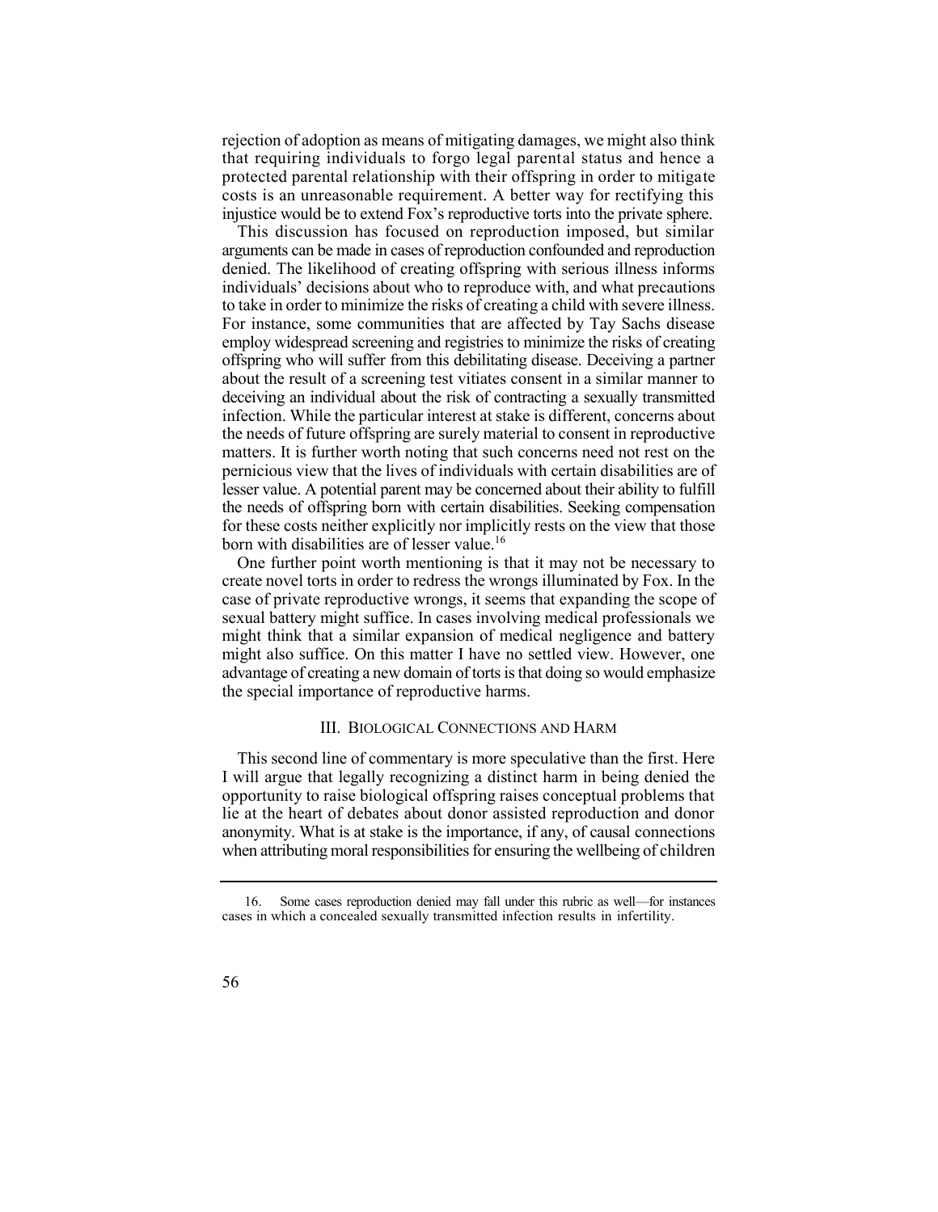rejection of adoption as means of mitigating damages, we might also think that requiring individuals to forgo legal parental status and hence a protected parental relationship with their offspring in order to mitigate costs is an unreasonable requirement. A better way for rectifying this injustice would be to extend Fox's reproductive torts into the private sphere.

This discussion has focused on reproduction imposed, but similar arguments can be made in cases of reproduction confounded and reproduction denied. The likelihood of creating offspring with serious illness informs individuals' decisions about who to reproduce with, and what precautions to take in order to minimize the risks of creating a child with severe illness. For instance, some communities that are affected by Tay Sachs disease employ widespread screening and registries to minimize the risks of creating offspring who will suffer from this debilitating disease. Deceiving a partner about the result of a screening test vitiates consent in a similar manner to deceiving an individual about the risk of contracting a sexually transmitted infection. While the particular interest at stake is different, concerns about the needs of future offspring are surely material to consent in reproductive matters. It is further worth noting that such concerns need not rest on the pernicious view that the lives of individuals with certain disabilities are of lesser value. A potential parent may be concerned about their ability to fulfill the needs of offspring born with certain disabilities. Seeking compensation for these costs neither explicitly nor implicitly rests on the view that those born with disabilities are of lesser value.[16]

One further point worth mentioning is that it may not be necessary to create novel torts in order to redress the wrongs illuminated by Fox. In the case of private reproductive wrongs, it seems that expanding the scope of sexual battery might suffice. In cases involving medical professionals we might think that a similar expansion of medical negligence and battery might also suffice. On this matter I have no settled view. However, one advantage of creating a new domain of torts is that doing so would emphasize the special importance of reproductive harms.

## III. Biological Connections and Harm

This second line of commentary is more speculative than the first. Here I will argue that legally recognizing a distinct harm in being denied the opportunity to raise biological offspring raises conceptual problems that lie at the heart of debates about donor assisted reproduction and donor anonymity. What is at stake is the importance, if any, of causal connections when attributing moral responsibilities for ensuring the wellbeing of children

---

16. Some cases reproduction denied may fall under this rubric as well—for instances cases in which a concealed sexually transmitted infection results in infertility.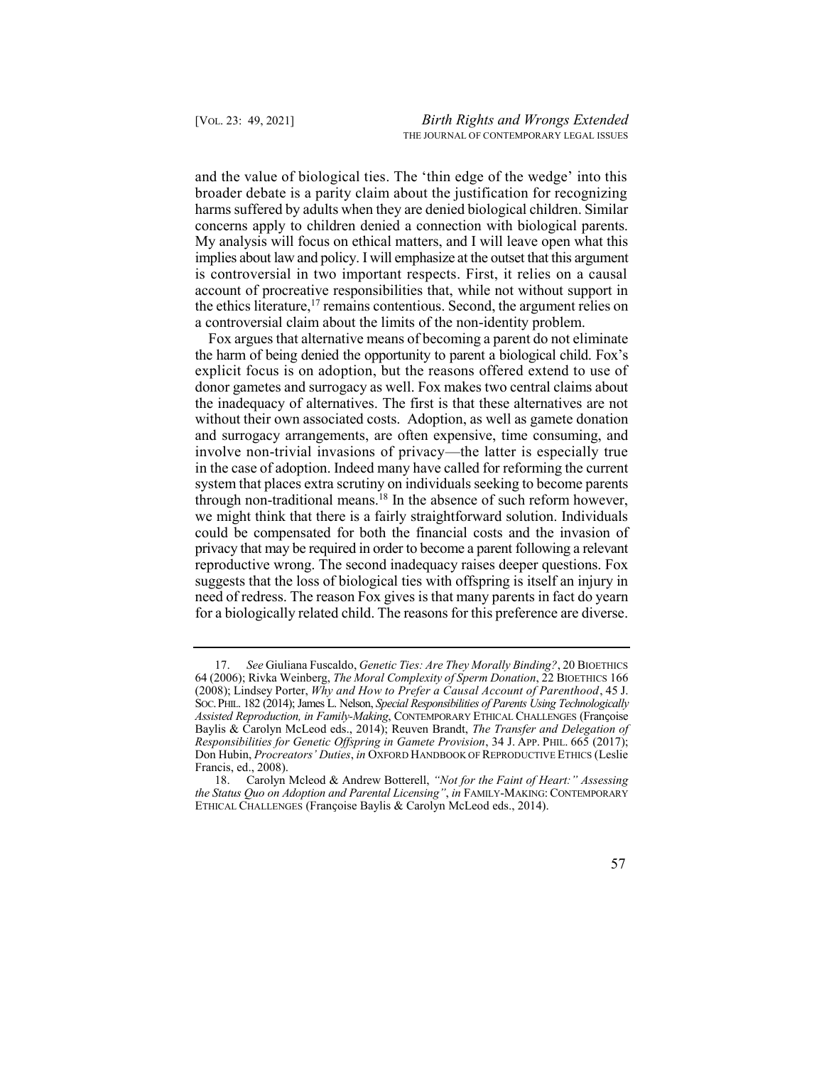and the value of biological ties. The 'thin edge of the wedge' into this broader debate is a parity claim about the justification for recognizing harms suffered by adults when they are denied biological children. Similar concerns apply to children denied a connection with biological parents. My analysis will focus on ethical matters, and I will leave open what this implies about law and policy. I will emphasize at the outset that this argument is controversial in two important respects. First, it relies on a causal account of procreative responsibilities that, while not without support in the ethics literature,[17] remains contentious. Second, the argument relies on a controversial claim about the limits of the non-identity problem.

Fox argues that alternative means of becoming a parent do not eliminate the harm of being denied the opportunity to parent a biological child. Fox's explicit focus is on adoption, but the reasons offered extend to use of donor gametes and surrogacy as well. Fox makes two central claims about the inadequacy of alternatives. The first is that these alternatives are not without their own associated costs. Adoption, as well as gamete donation and surrogacy arrangements, are often expensive, time consuming, and involve non-trivial invasions of privacy—the latter is especially true in the case of adoption. Indeed many have called for reforming the current system that places extra scrutiny on individuals seeking to become parents through non-traditional means.[18] In the absence of such reform however, we might think that there is a fairly straightforward solution. Individuals could be compensated for both the financial costs and the invasion of privacy that may be required in order to become a parent following a relevant reproductive wrong. The second inadequacy raises deeper questions. Fox suggests that the loss of biological ties with offspring is itself an injury in need of redress. The reason Fox gives is that many parents in fact do yearn for a biologically related child. The reasons for this preference are diverse.

---

17. *See* Giuliana Fuscaldo, *Genetic Ties: Are They Morally Binding?*, 20 BIOETHICS 64 (2006); Rivka Weinberg, *The Moral Complexity of Sperm Donation*, 22 BIOETHICS 166 (2008); Lindsey Porter, *Why and How to Prefer a Causal Account of Parenthood*, 45 J. SOC. PHIL. 182 (2014); James L. Nelson, *Special Responsibilities of Parents Using Technologically Assisted Reproduction, in Family-Making*, CONTEMPORARY ETHICAL CHALLENGES (Françoise Baylis & Carolyn McLeod eds., 2014); Reuven Brandt, *The Transfer and Delegation of Responsibilities for Genetic Offspring in Gamete Provision*, 34 J. APP. PHIL. 665 (2017); Don Hubin, *Procreators' Duties*, *in* OXFORD HANDBOOK OF REPRODUCTIVE ETHICS (Leslie Francis, ed., 2008).

18. Carolyn Mcleod & Andrew Botterell, *"Not for the Faint of Heart:" Assessing the Status Quo on Adoption and Parental Licensing"*, *in* FAMILY-MAKING: CONTEMPORARY ETHICAL CHALLENGES (Françoise Baylis & Carolyn McLeod eds., 2014).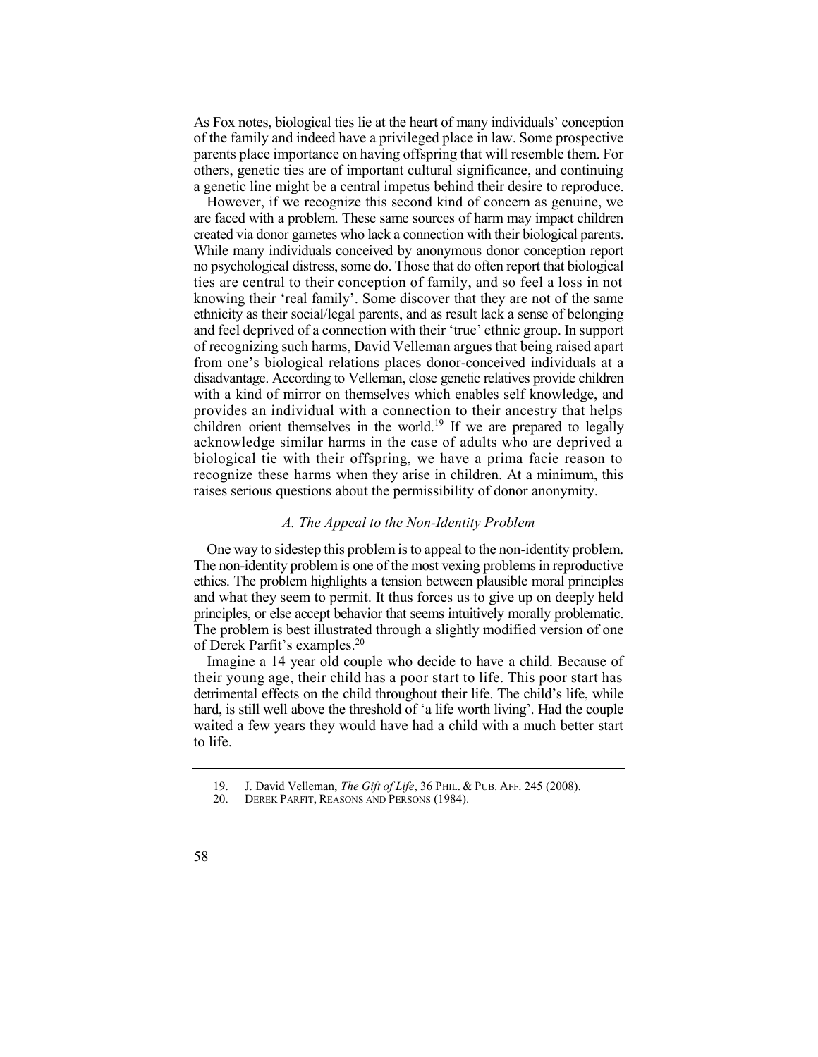As Fox notes, biological ties lie at the heart of many individuals' conception of the family and indeed have a privileged place in law. Some prospective parents place importance on having offspring that will resemble them. For others, genetic ties are of important cultural significance, and continuing a genetic line might be a central impetus behind their desire to reproduce.

However, if we recognize this second kind of concern as genuine, we are faced with a problem. These same sources of harm may impact children created via donor gametes who lack a connection with their biological parents. While many individuals conceived by anonymous donor conception report no psychological distress, some do. Those that do often report that biological ties are central to their conception of family, and so feel a loss in not knowing their 'real family'. Some discover that they are not of the same ethnicity as their social/legal parents, and as result lack a sense of belonging and feel deprived of a connection with their 'true' ethnic group. In support of recognizing such harms, David Velleman argues that being raised apart from one's biological relations places donor-conceived individuals at a disadvantage. According to Velleman, close genetic relatives provide children with a kind of mirror on themselves which enables self knowledge, and provides an individual with a connection to their ancestry that helps children orient themselves in the world.[19] If we are prepared to legally acknowledge similar harms in the case of adults who are deprived a biological tie with their offspring, we have a prima facie reason to recognize these harms when they arise in children. At a minimum, this raises serious questions about the permissibility of donor anonymity.

### *A. The Appeal to the Non-Identity Problem*

One way to sidestep this problem is to appeal to the non-identity problem. The non-identity problem is one of the most vexing problems in reproductive ethics. The problem highlights a tension between plausible moral principles and what they seem to permit. It thus forces us to give up on deeply held principles, or else accept behavior that seems intuitively morally problematic. The problem is best illustrated through a slightly modified version of one of Derek Parfit's examples.[20]

Imagine a 14 year old couple who decide to have a child. Because of their young age, their child has a poor start to life. This poor start has detrimental effects on the child throughout their life. The child's life, while hard, is still well above the threshold of 'a life worth living'. Had the couple waited a few years they would have had a child with a much better start to life.

---

19. J. David Velleman, *The Gift of Life*, 36 PHIL. & PUB. AFF. 245 (2008).

20. DEREK PARFIT, REASONS AND PERSONS (1984).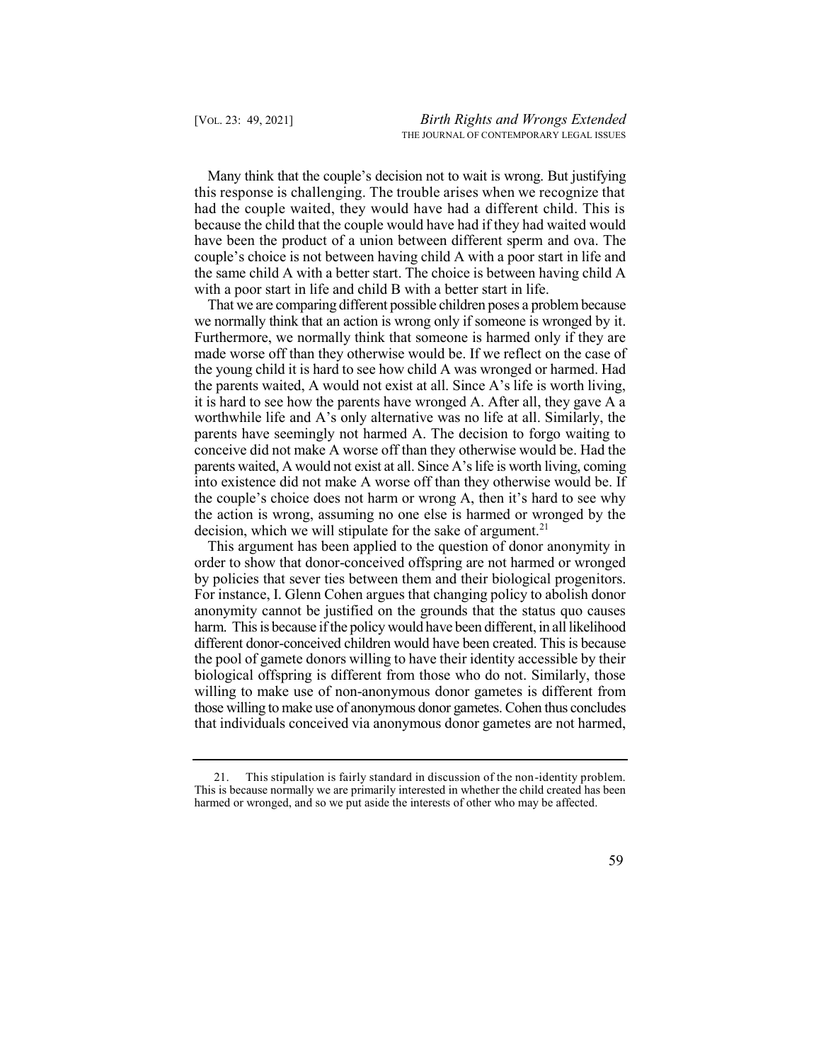Many think that the couple's decision not to wait is wrong. But justifying this response is challenging. The trouble arises when we recognize that had the couple waited, they would have had a different child. This is because the child that the couple would have had if they had waited would have been the product of a union between different sperm and ova. The couple's choice is not between having child A with a poor start in life and the same child A with a better start. The choice is between having child A with a poor start in life and child B with a better start in life.

That we are comparing different possible children poses a problem because we normally think that an action is wrong only if someone is wronged by it. Furthermore, we normally think that someone is harmed only if they are made worse off than they otherwise would be. If we reflect on the case of the young child it is hard to see how child A was wronged or harmed. Had the parents waited, A would not exist at all. Since A's life is worth living, it is hard to see how the parents have wronged A. After all, they gave A a worthwhile life and A's only alternative was no life at all. Similarly, the parents have seemingly not harmed A. The decision to forgo waiting to conceive did not make A worse off than they otherwise would be. Had the parents waited, A would not exist at all. Since A's life is worth living, coming into existence did not make A worse off than they otherwise would be. If the couple's choice does not harm or wrong A, then it's hard to see why the action is wrong, assuming no one else is harmed or wronged by the decision, which we will stipulate for the sake of argument.[21]

This argument has been applied to the question of donor anonymity in order to show that donor-conceived offspring are not harmed or wronged by policies that sever ties between them and their biological progenitors. For instance, I. Glenn Cohen argues that changing policy to abolish donor anonymity cannot be justified on the grounds that the status quo causes harm. This is because if the policy would have been different, in all likelihood different donor-conceived children would have been created. This is because the pool of gamete donors willing to have their identity accessible by their biological offspring is different from those who do not. Similarly, those willing to make use of non-anonymous donor gametes is different from those willing to make use of anonymous donor gametes. Cohen thus concludes that individuals conceived via anonymous donor gametes are not harmed,

---

21. This stipulation is fairly standard in discussion of the non-identity problem. This is because normally we are primarily interested in whether the child created has been harmed or wronged, and so we put aside the interests of other who may be affected.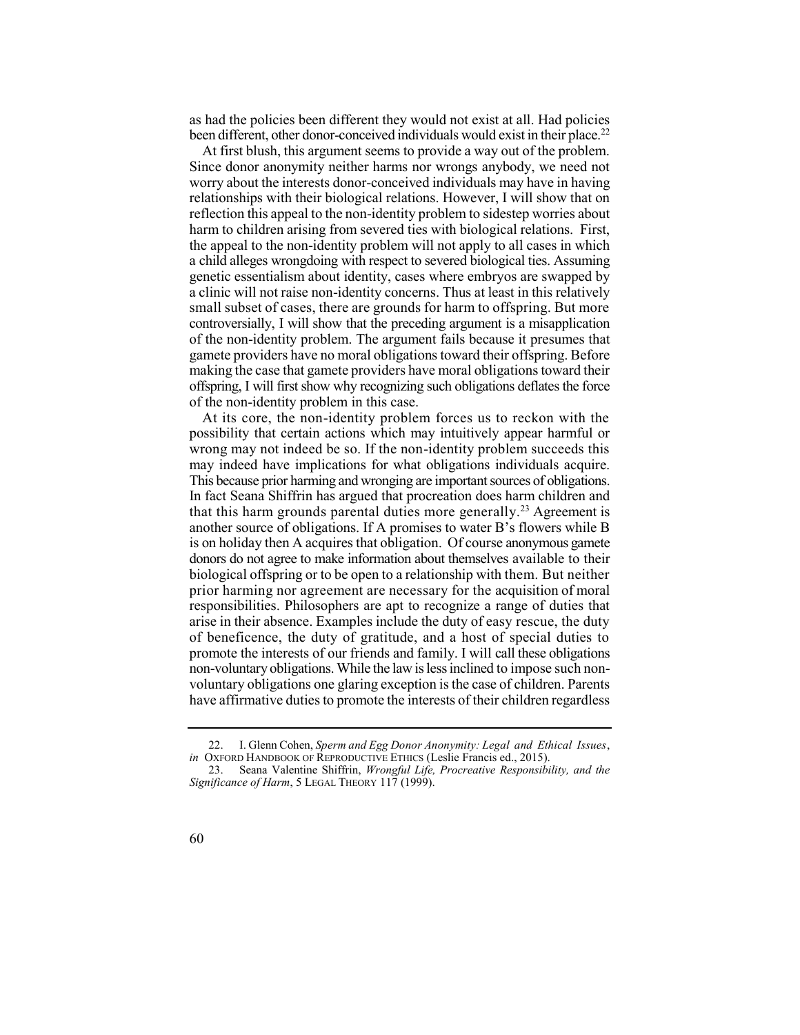as had the policies been different they would not exist at all. Had policies been different, other donor-conceived individuals would exist in their place.[22]

At first blush, this argument seems to provide a way out of the problem. Since donor anonymity neither harms nor wrongs anybody, we need not worry about the interests donor-conceived individuals may have in having relationships with their biological relations. However, I will show that on reflection this appeal to the non-identity problem to sidestep worries about harm to children arising from severed ties with biological relations. First, the appeal to the non-identity problem will not apply to all cases in which a child alleges wrongdoing with respect to severed biological ties. Assuming genetic essentialism about identity, cases where embryos are swapped by a clinic will not raise non-identity concerns. Thus at least in this relatively small subset of cases, there are grounds for harm to offspring. But more controversially, I will show that the preceding argument is a misapplication of the non-identity problem. The argument fails because it presumes that gamete providers have no moral obligations toward their offspring. Before making the case that gamete providers have moral obligations toward their offspring, I will first show why recognizing such obligations deflates the force of the non-identity problem in this case.

At its core, the non-identity problem forces us to reckon with the possibility that certain actions which may intuitively appear harmful or wrong may not indeed be so. If the non-identity problem succeeds this may indeed have implications for what obligations individuals acquire. This because prior harming and wronging are important sources of obligations. In fact Seana Shiffrin has argued that procreation does harm children and that this harm grounds parental duties more generally.[23] Agreement is another source of obligations. If A promises to water B's flowers while B is on holiday then A acquires that obligation. Of course anonymous gamete donors do not agree to make information about themselves available to their biological offspring or to be open to a relationship with them. But neither prior harming nor agreement are necessary for the acquisition of moral responsibilities. Philosophers are apt to recognize a range of duties that arise in their absence. Examples include the duty of easy rescue, the duty of beneficence, the duty of gratitude, and a host of special duties to promote the interests of our friends and family. I will call these obligations non-voluntary obligations. While the law is less inclined to impose such non-voluntary obligations one glaring exception is the case of children. Parents have affirmative duties to promote the interests of their children regardless

---

22. I. Glenn Cohen, *Sperm and Egg Donor Anonymity: Legal and Ethical Issues*, *in* OXFORD HANDBOOK OF REPRODUCTIVE ETHICS (Leslie Francis ed., 2015).

23. Seana Valentine Shiffrin, *Wrongful Life, Procreative Responsibility, and the Significance of Harm*, 5 LEGAL THEORY 117 (1999).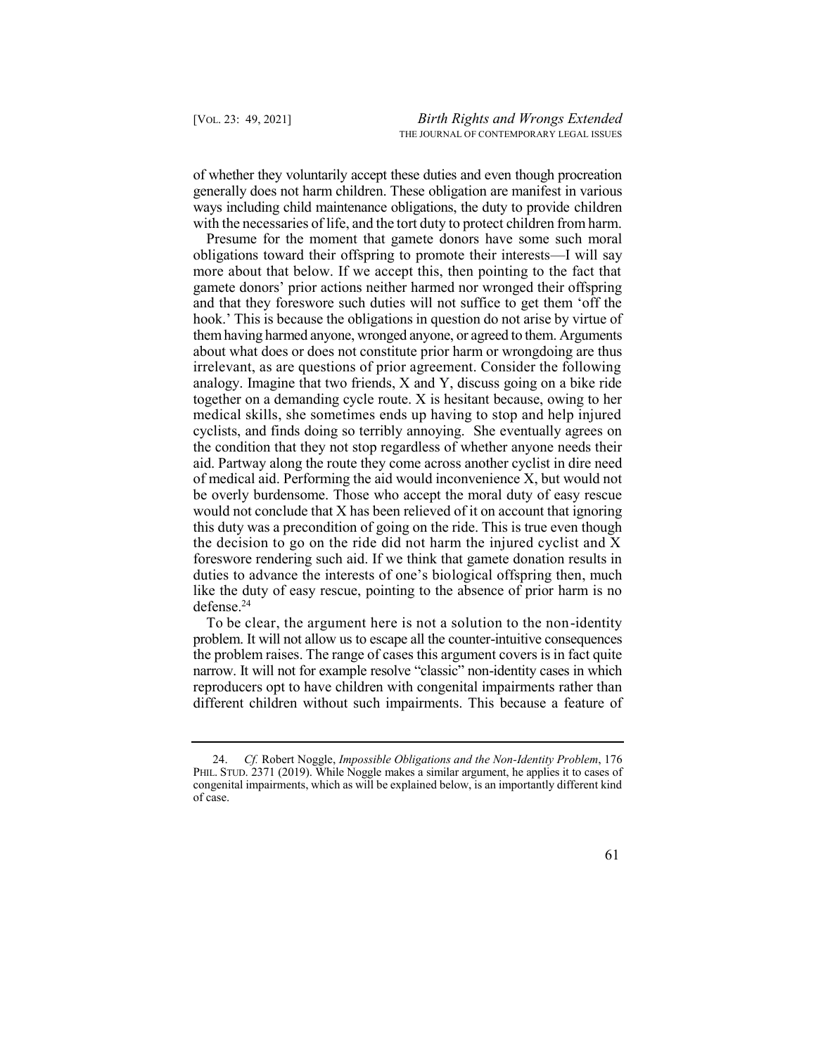of whether they voluntarily accept these duties and even though procreation generally does not harm children. These obligation are manifest in various ways including child maintenance obligations, the duty to provide children with the necessaries of life, and the tort duty to protect children from harm.

Presume for the moment that gamete donors have some such moral obligations toward their offspring to promote their interests—I will say more about that below. If we accept this, then pointing to the fact that gamete donors' prior actions neither harmed nor wronged their offspring and that they foreswore such duties will not suffice to get them 'off the hook.' This is because the obligations in question do not arise by virtue of them having harmed anyone, wronged anyone, or agreed to them. Arguments about what does or does not constitute prior harm or wrongdoing are thus irrelevant, as are questions of prior agreement. Consider the following analogy. Imagine that two friends, X and Y, discuss going on a bike ride together on a demanding cycle route. X is hesitant because, owing to her medical skills, she sometimes ends up having to stop and help injured cyclists, and finds doing so terribly annoying. She eventually agrees on the condition that they not stop regardless of whether anyone needs their aid. Partway along the route they come across another cyclist in dire need of medical aid. Performing the aid would inconvenience X, but would not be overly burdensome. Those who accept the moral duty of easy rescue would not conclude that X has been relieved of it on account that ignoring this duty was a precondition of going on the ride. This is true even though the decision to go on the ride did not harm the injured cyclist and X foreswore rendering such aid. If we think that gamete donation results in duties to advance the interests of one's biological offspring then, much like the duty of easy rescue, pointing to the absence of prior harm is no defense.[24]

To be clear, the argument here is not a solution to the non-identity problem. It will not allow us to escape all the counter-intuitive consequences the problem raises. The range of cases this argument covers is in fact quite narrow. It will not for example resolve "classic" non-identity cases in which reproducers opt to have children with congenital impairments rather than different children without such impairments. This because a feature of

24. *Cf.* Robert Noggle, *Impossible Obligations and the Non-Identity Problem*, 176 PHIL. STUD. 2371 (2019). While Noggle makes a similar argument, he applies it to cases of congenital impairments, which as will be explained below, is an importantly different kind of case.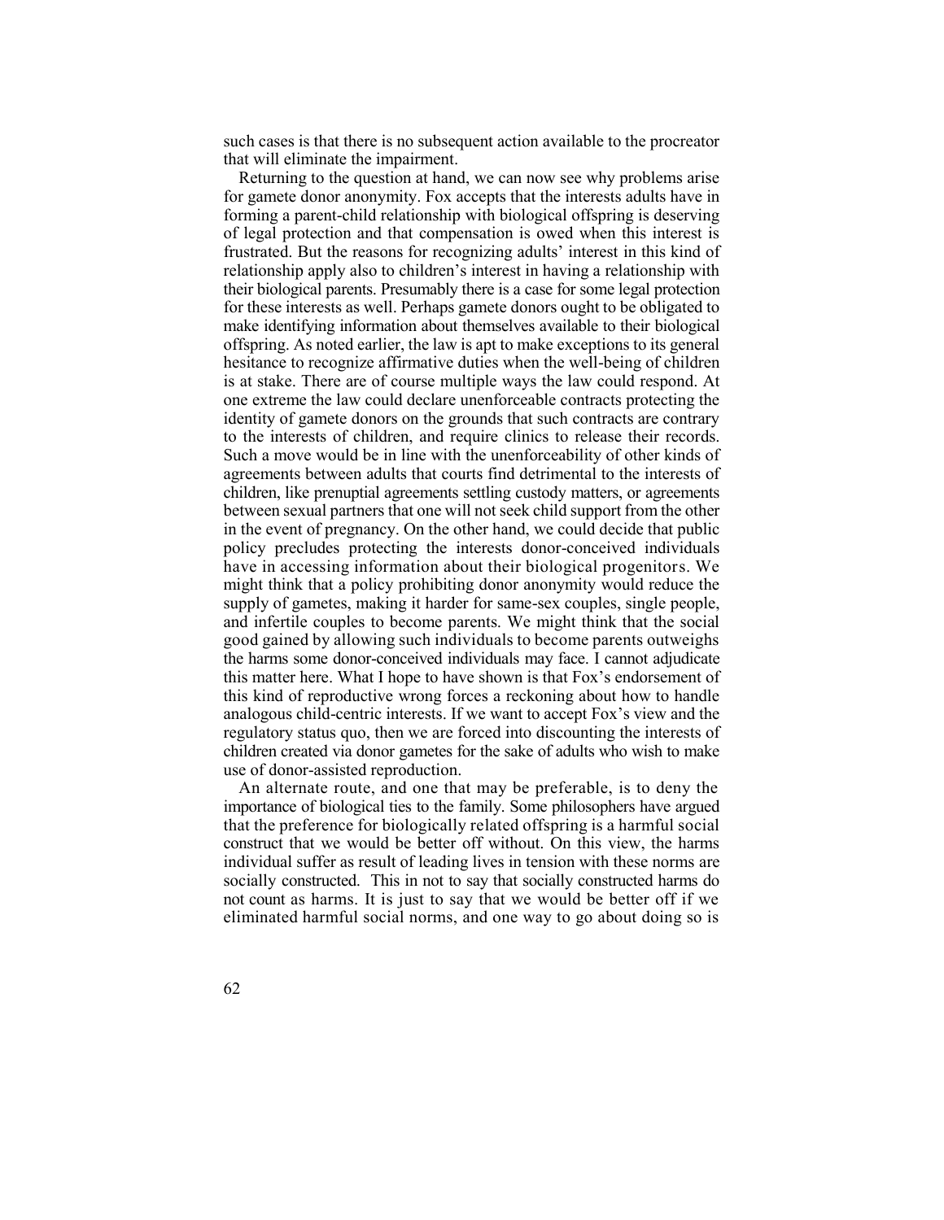such cases is that there is no subsequent action available to the procreator that will eliminate the impairment.

Returning to the question at hand, we can now see why problems arise for gamete donor anonymity. Fox accepts that the interests adults have in forming a parent-child relationship with biological offspring is deserving of legal protection and that compensation is owed when this interest is frustrated. But the reasons for recognizing adults' interest in this kind of relationship apply also to children's interest in having a relationship with their biological parents. Presumably there is a case for some legal protection for these interests as well. Perhaps gamete donors ought to be obligated to make identifying information about themselves available to their biological offspring. As noted earlier, the law is apt to make exceptions to its general hesitance to recognize affirmative duties when the well-being of children is at stake. There are of course multiple ways the law could respond. At one extreme the law could declare unenforceable contracts protecting the identity of gamete donors on the grounds that such contracts are contrary to the interests of children, and require clinics to release their records. Such a move would be in line with the unenforceability of other kinds of agreements between adults that courts find detrimental to the interests of children, like prenuptial agreements settling custody matters, or agreements between sexual partners that one will not seek child support from the other in the event of pregnancy. On the other hand, we could decide that public policy precludes protecting the interests donor-conceived individuals have in accessing information about their biological progenitors. We might think that a policy prohibiting donor anonymity would reduce the supply of gametes, making it harder for same-sex couples, single people, and infertile couples to become parents. We might think that the social good gained by allowing such individuals to become parents outweighs the harms some donor-conceived individuals may face. I cannot adjudicate this matter here. What I hope to have shown is that Fox's endorsement of this kind of reproductive wrong forces a reckoning about how to handle analogous child-centric interests. If we want to accept Fox's view and the regulatory status quo, then we are forced into discounting the interests of children created via donor gametes for the sake of adults who wish to make use of donor-assisted reproduction.

An alternate route, and one that may be preferable, is to deny the importance of biological ties to the family. Some philosophers have argued that the preference for biologically related offspring is a harmful social construct that we would be better off without. On this view, the harms individual suffer as result of leading lives in tension with these norms are socially constructed. This in not to say that socially constructed harms do not count as harms. It is just to say that we would be better off if we eliminated harmful social norms, and one way to go about doing so is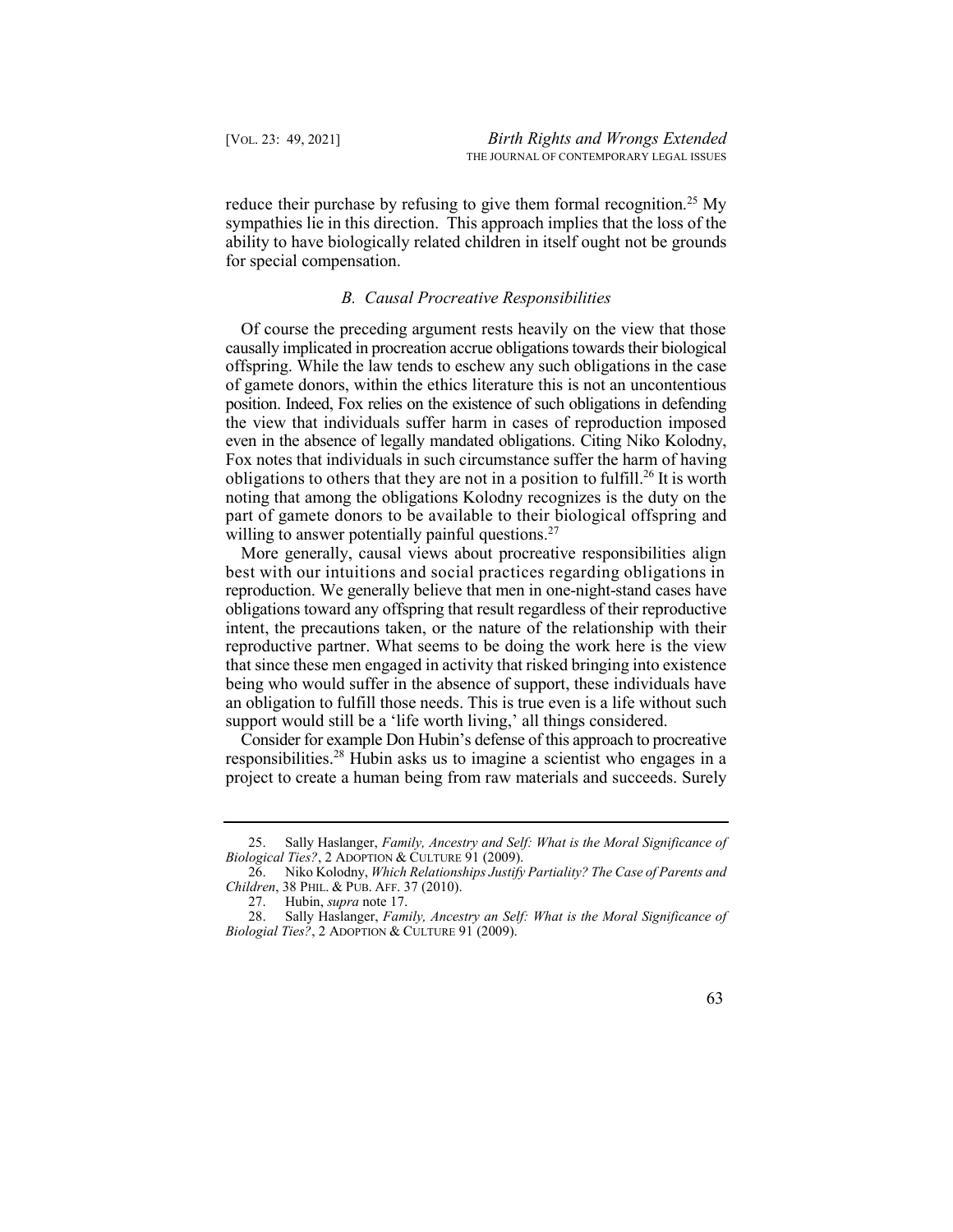reduce their purchase by refusing to give them formal recognition.[25] My sympathies lie in this direction. This approach implies that the loss of the ability to have biologically related children in itself ought not be grounds for special compensation.

### *B. Causal Procreative Responsibilities*

Of course the preceding argument rests heavily on the view that those causally implicated in procreation accrue obligations towards their biological offspring. While the law tends to eschew any such obligations in the case of gamete donors, within the ethics literature this is not an uncontentious position. Indeed, Fox relies on the existence of such obligations in defending the view that individuals suffer harm in cases of reproduction imposed even in the absence of legally mandated obligations. Citing Niko Kolodny, Fox notes that individuals in such circumstance suffer the harm of having obligations to others that they are not in a position to fulfill.[26] It is worth noting that among the obligations Kolodny recognizes is the duty on the part of gamete donors to be available to their biological offspring and willing to answer potentially painful questions.[27]

More generally, causal views about procreative responsibilities align best with our intuitions and social practices regarding obligations in reproduction. We generally believe that men in one-night-stand cases have obligations toward any offspring that result regardless of their reproductive intent, the precautions taken, or the nature of the relationship with their reproductive partner. What seems to be doing the work here is the view that since these men engaged in activity that risked bringing into existence being who would suffer in the absence of support, these individuals have an obligation to fulfill those needs. This is true even is a life without such support would still be a 'life worth living,' all things considered.

Consider for example Don Hubin's defense of this approach to procreative responsibilities.[28] Hubin asks us to imagine a scientist who engages in a project to create a human being from raw materials and succeeds. Surely

---

25. Sally Haslanger, *Family, Ancestry and Self: What is the Moral Significance of Biological Ties?*, 2 ADOPTION & CULTURE 91 (2009).

26. Niko Kolodny, *Which Relationships Justify Partiality? The Case of Parents and Children*, 38 PHIL. & PUB. AFF. 37 (2010).

27. Hubin, *supra* note 17.

28. Sally Haslanger, *Family, Ancestry an Self: What is the Moral Significance of Biologial Ties?*, 2 ADOPTION & CULTURE 91 (2009).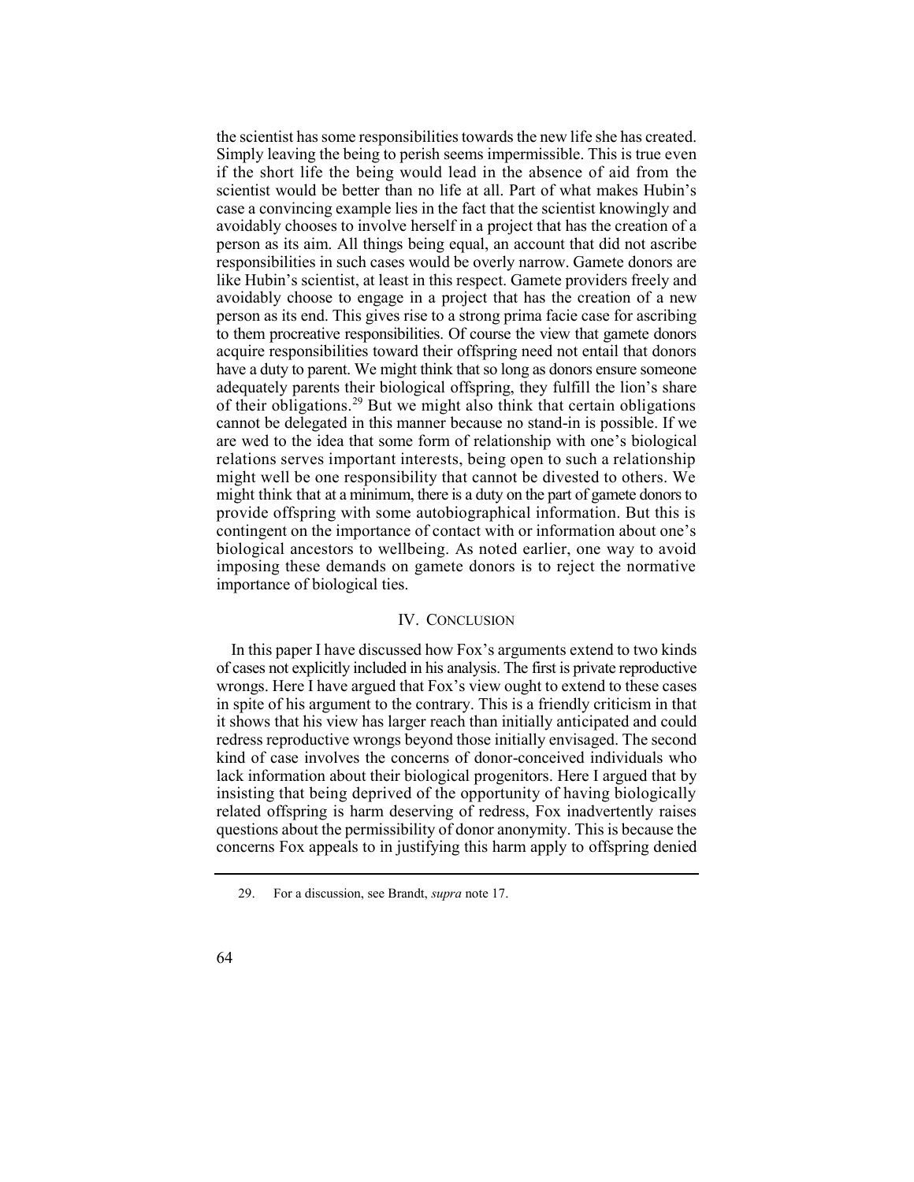the scientist has some responsibilities towards the new life she has created. Simply leaving the being to perish seems impermissible. This is true even if the short life the being would lead in the absence of aid from the scientist would be better than no life at all. Part of what makes Hubin's case a convincing example lies in the fact that the scientist knowingly and avoidably chooses to involve herself in a project that has the creation of a person as its aim. All things being equal, an account that did not ascribe responsibilities in such cases would be overly narrow. Gamete donors are like Hubin's scientist, at least in this respect. Gamete providers freely and avoidably choose to engage in a project that has the creation of a new person as its end. This gives rise to a strong prima facie case for ascribing to them procreative responsibilities. Of course the view that gamete donors acquire responsibilities toward their offspring need not entail that donors have a duty to parent. We might think that so long as donors ensure someone adequately parents their biological offspring, they fulfill the lion's share of their obligations.[29] But we might also think that certain obligations cannot be delegated in this manner because no stand-in is possible. If we are wed to the idea that some form of relationship with one's biological relations serves important interests, being open to such a relationship might well be one responsibility that cannot be divested to others. We might think that at a minimum, there is a duty on the part of gamete donors to provide offspring with some autobiographical information. But this is contingent on the importance of contact with or information about one's biological ancestors to wellbeing. As noted earlier, one way to avoid imposing these demands on gamete donors is to reject the normative importance of biological ties.

## IV. CONCLUSION

In this paper I have discussed how Fox's arguments extend to two kinds of cases not explicitly included in his analysis. The first is private reproductive wrongs. Here I have argued that Fox's view ought to extend to these cases in spite of his argument to the contrary. This is a friendly criticism in that it shows that his view has larger reach than initially anticipated and could redress reproductive wrongs beyond those initially envisaged. The second kind of case involves the concerns of donor-conceived individuals who lack information about their biological progenitors. Here I argued that by insisting that being deprived of the opportunity of having biologically related offspring is harm deserving of redress, Fox inadvertently raises questions about the permissibility of donor anonymity. This is because the concerns Fox appeals to in justifying this harm apply to offspring denied

---

29. For a discussion, see Brandt, *supra* note 17.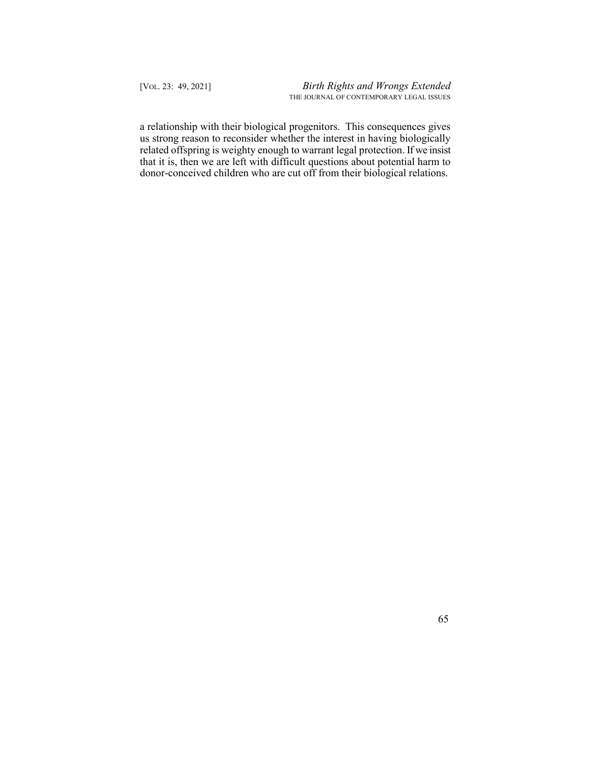a relationship with their biological progenitors. This consequences gives us strong reason to reconsider whether the interest in having biologically related offspring is weighty enough to warrant legal protection. If we insist that it is, then we are left with difficult questions about potential harm to donor-conceived children who are cut off from their biological relations.